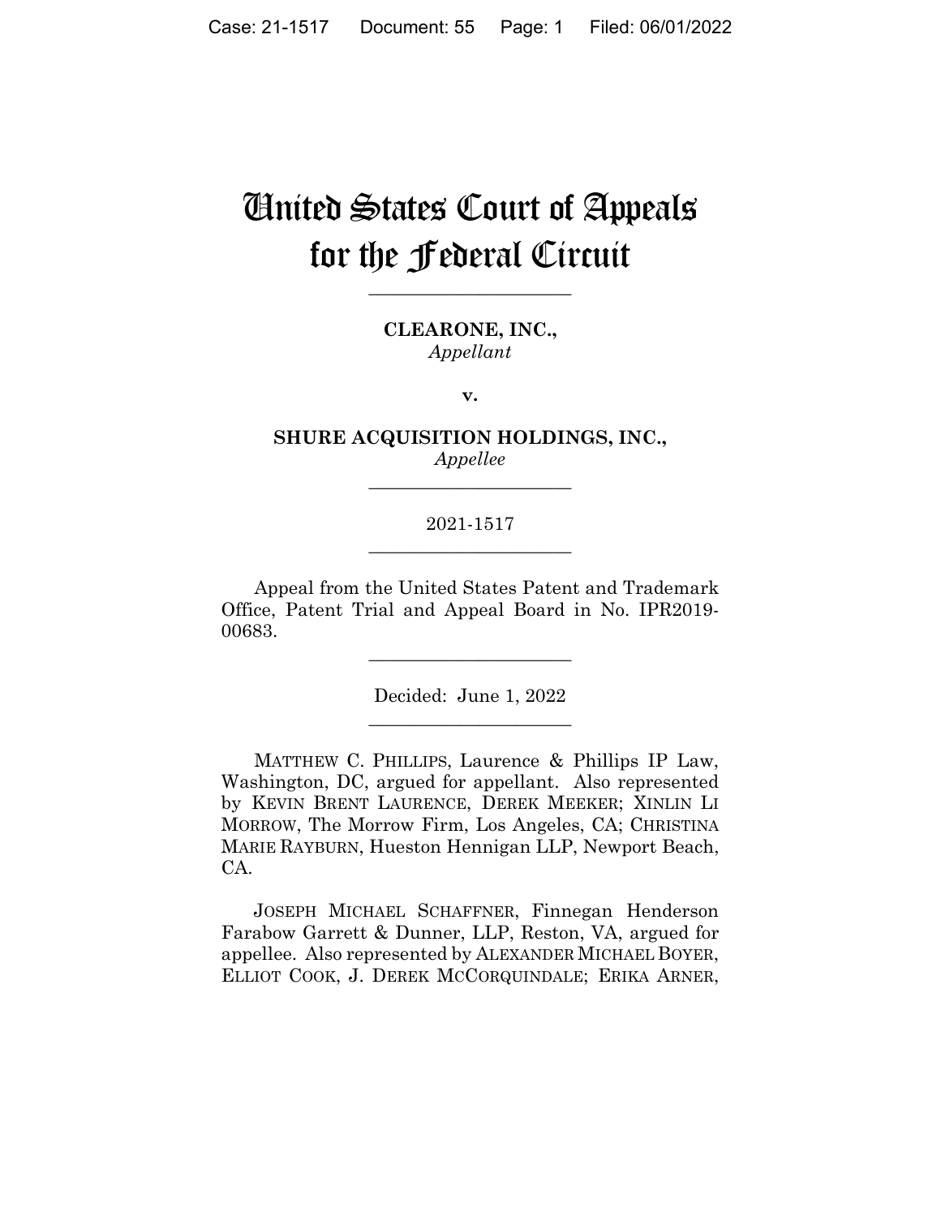# United States Court of Appeals for the Federal Circuit

---

**CLEARONE, INC.,**
*Appellant*

**v.**

**SHURE ACQUISITION HOLDINGS, INC.,**
*Appellee*

---

2021-1517

---

Appeal from the United States Patent and Trademark Office, Patent Trial and Appeal Board in No. IPR2019-00683.

---

Decided: June 1, 2022

---

MATTHEW C. PHILLIPS, Laurence & Phillips IP Law, Washington, DC, argued for appellant. Also represented by KEVIN BRENT LAURENCE, DEREK MEEKER; XINLIN LI MORROW, The Morrow Firm, Los Angeles, CA; CHRISTINA MARIE RAYBURN, Hueston Hennigan LLP, Newport Beach, CA.

JOSEPH MICHAEL SCHAFFNER, Finnegan Henderson Farabow Garrett & Dunner, LLP, Reston, VA, argued for appellee. Also represented by ALEXANDER MICHAEL BOYER, ELLIOT COOK, J. DEREK MCCORQUINDALE; ERIKA ARNER,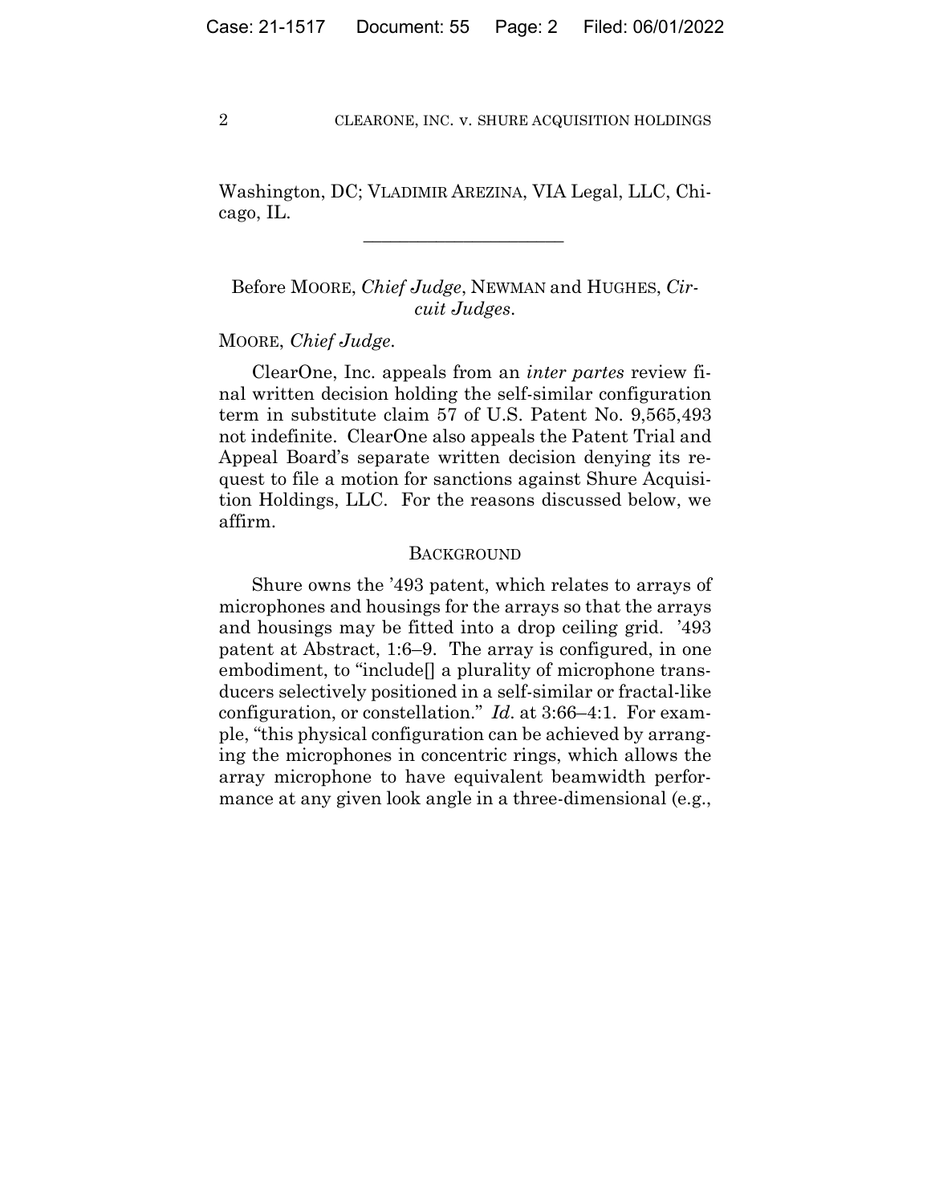Washington, DC; VLADIMIR AREZINA, VIA Legal, LLC, Chicago, IL.

---

Before MOORE, *Chief Judge*, NEWMAN and HUGHES, *Circuit Judges*.

MOORE, *Chief Judge*.

ClearOne, Inc. appeals from an *inter partes* review final written decision holding the self-similar configuration term in substitute claim 57 of U.S. Patent No. 9,565,493 not indefinite. ClearOne also appeals the Patent Trial and Appeal Board's separate written decision denying its request to file a motion for sanctions against Shure Acquisition Holdings, LLC. For the reasons discussed below, we affirm.

## BACKGROUND

Shure owns the '493 patent, which relates to arrays of microphones and housings for the arrays so that the arrays and housings may be fitted into a drop ceiling grid. '493 patent at Abstract, 1:6–9. The array is configured, in one embodiment, to "include[] a plurality of microphone transducers selectively positioned in a self-similar or fractal-like configuration, or constellation." *Id.* at 3:66–4:1. For example, "this physical configuration can be achieved by arranging the microphones in concentric rings, which allows the array microphone to have equivalent beamwidth performance at any given look angle in a three-dimensional (e.g.,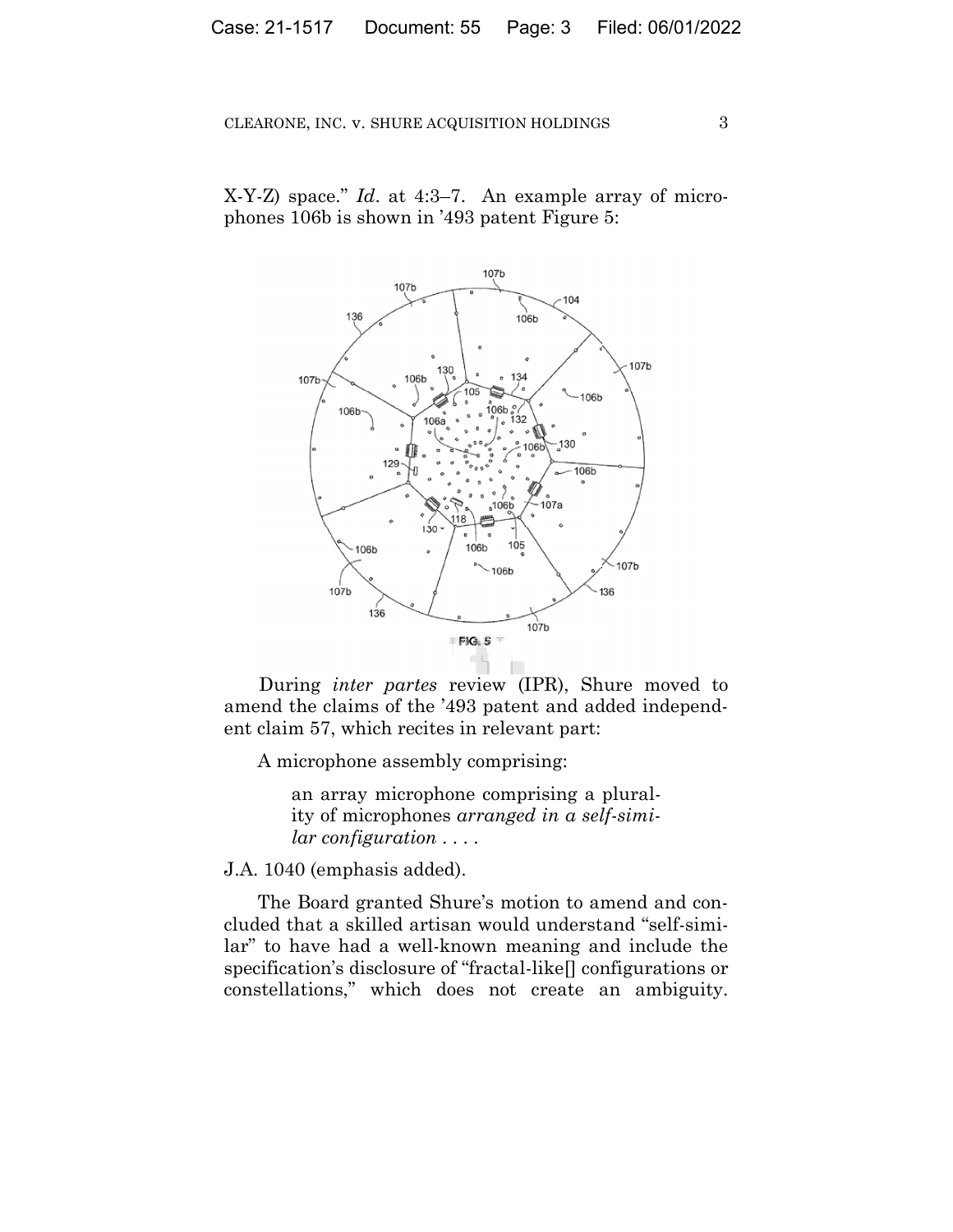X-Y-Z) space." *Id*. at 4:3–7. An example array of microphones 106b is shown in '493 patent Figure 5:

FIG. 5

During *inter partes* review (IPR), Shure moved to amend the claims of the '493 patent and added independent claim 57, which recites in relevant part:

> A microphone assembly comprising:
>
> > an array microphone comprising a plurality of microphones *arranged in a self-similar configuration* . . . .

J.A. 1040 (emphasis added).

The Board granted Shure's motion to amend and concluded that a skilled artisan would understand "self-similar" to have had a well-known meaning and include the specification's disclosure of "fractal-like[] configurations or constellations," which does not create an ambiguity.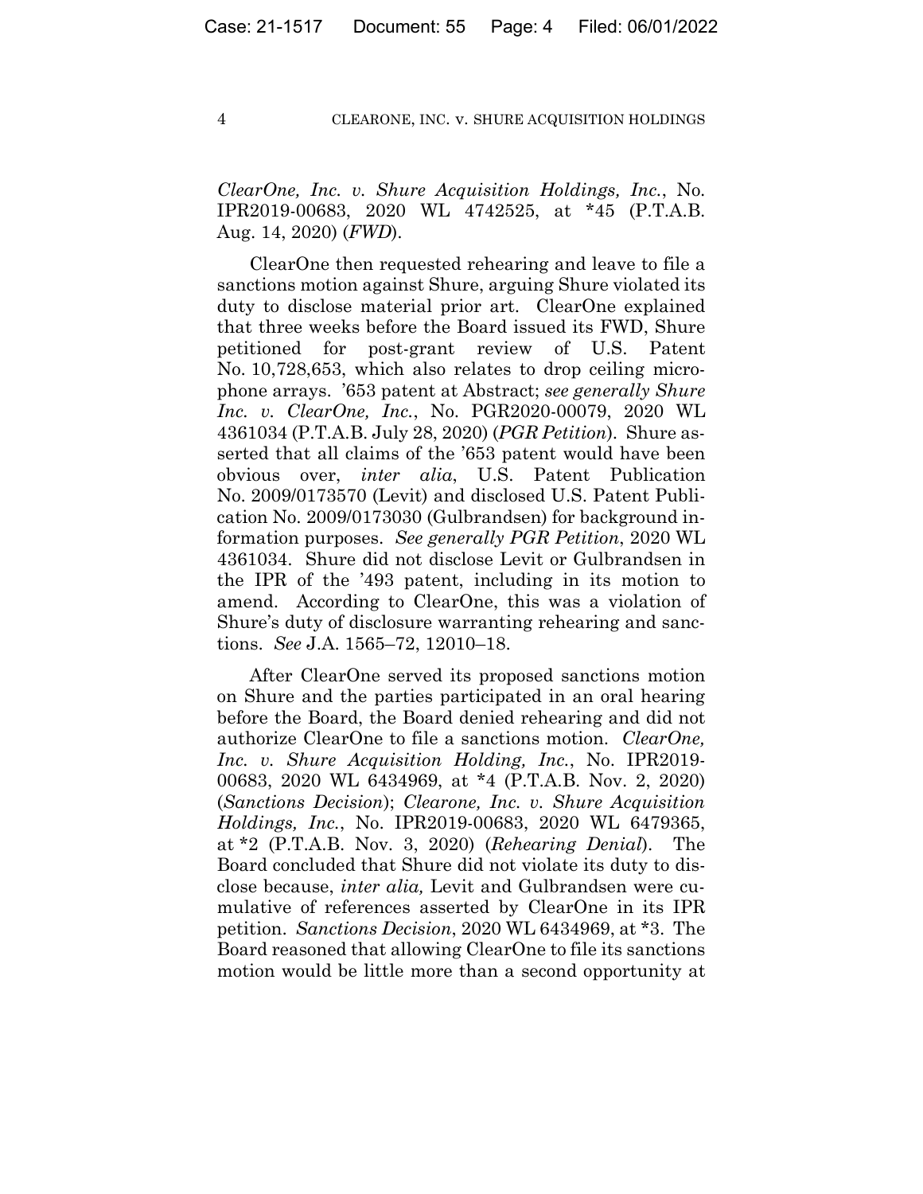*ClearOne, Inc. v. Shure Acquisition Holdings, Inc.*, No. IPR2019-00683, 2020 WL 4742525, at *45 (P.T.A.B. Aug. 14, 2020) (*FWD*).

ClearOne then requested rehearing and leave to file a sanctions motion against Shure, arguing Shure violated its duty to disclose material prior art. ClearOne explained that three weeks before the Board issued its FWD, Shure petitioned for post-grant review of U.S. Patent No. 10,728,653, which also relates to drop ceiling microphone arrays. '653 patent at Abstract; *see generally Shure Inc. v. ClearOne, Inc.*, No. PGR2020-00079, 2020 WL 4361034 (P.T.A.B. July 28, 2020) (*PGR Petition*). Shure asserted that all claims of the '653 patent would have been obvious over, *inter alia*, U.S. Patent Publication No. 2009/0173570 (Levit) and disclosed U.S. Patent Publication No. 2009/0173030 (Gulbrandsen) for background information purposes. *See generally PGR Petition*, 2020 WL 4361034. Shure did not disclose Levit or Gulbrandsen in the IPR of the '493 patent, including in its motion to amend. According to ClearOne, this was a violation of Shure's duty of disclosure warranting rehearing and sanctions. *See* J.A. 1565–72, 12010–18.

After ClearOne served its proposed sanctions motion on Shure and the parties participated in an oral hearing before the Board, the Board denied rehearing and did not authorize ClearOne to file a sanctions motion. *ClearOne, Inc. v. Shure Acquisition Holding, Inc.*, No. IPR2019-00683, 2020 WL 6434969, at *4 (P.T.A.B. Nov. 2, 2020) (*Sanctions Decision*); *Clearone, Inc. v. Shure Acquisition Holdings, Inc.*, No. IPR2019-00683, 2020 WL 6479365, at *2 (P.T.A.B. Nov. 3, 2020) (*Rehearing Denial*). The Board concluded that Shure did not violate its duty to disclose because, *inter alia,* Levit and Gulbrandsen were cumulative of references asserted by ClearOne in its IPR petition. *Sanctions Decision*, 2020 WL 6434969, at *3. The Board reasoned that allowing ClearOne to file its sanctions motion would be little more than a second opportunity at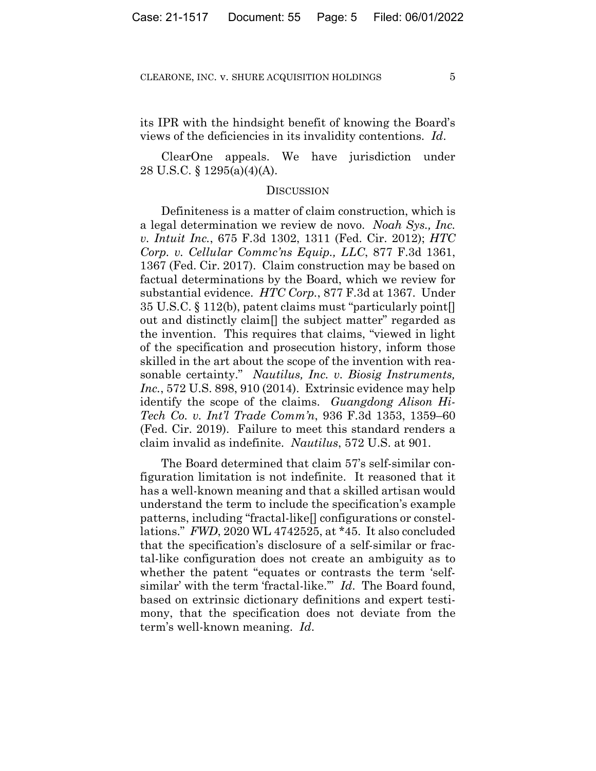its IPR with the hindsight benefit of knowing the Board's views of the deficiencies in its invalidity contentions. *Id*.

ClearOne appeals. We have jurisdiction under 28 U.S.C. § 1295(a)(4)(A).

## DISCUSSION

Definiteness is a matter of claim construction, which is a legal determination we review de novo. *Noah Sys., Inc. v. Intuit Inc.*, 675 F.3d 1302, 1311 (Fed. Cir. 2012); *HTC Corp. v. Cellular Commc'ns Equip., LLC*, 877 F.3d 1361, 1367 (Fed. Cir. 2017). Claim construction may be based on factual determinations by the Board, which we review for substantial evidence. *HTC Corp.*, 877 F.3d at 1367. Under 35 U.S.C. § 112(b), patent claims must "particularly point[] out and distinctly claim[] the subject matter" regarded as the invention. This requires that claims, "viewed in light of the specification and prosecution history, inform those skilled in the art about the scope of the invention with reasonable certainty." *Nautilus, Inc. v. Biosig Instruments, Inc.*, 572 U.S. 898, 910 (2014). Extrinsic evidence may help identify the scope of the claims. *Guangdong Alison Hi-Tech Co. v. Int'l Trade Comm'n*, 936 F.3d 1353, 1359–60 (Fed. Cir. 2019). Failure to meet this standard renders a claim invalid as indefinite. *Nautilus*, 572 U.S. at 901.

The Board determined that claim 57's self-similar configuration limitation is not indefinite. It reasoned that it has a well-known meaning and that a skilled artisan would understand the term to include the specification's example patterns, including "fractal-like[] configurations or constellations." *FWD*, 2020 WL 4742525, at *45. It also concluded that the specification's disclosure of a self-similar or fractal-like configuration does not create an ambiguity as to whether the patent "equates or contrasts the term 'self-similar' with the term 'fractal-like.'" *Id*. The Board found, based on extrinsic dictionary definitions and expert testimony, that the specification does not deviate from the term's well-known meaning. *Id*.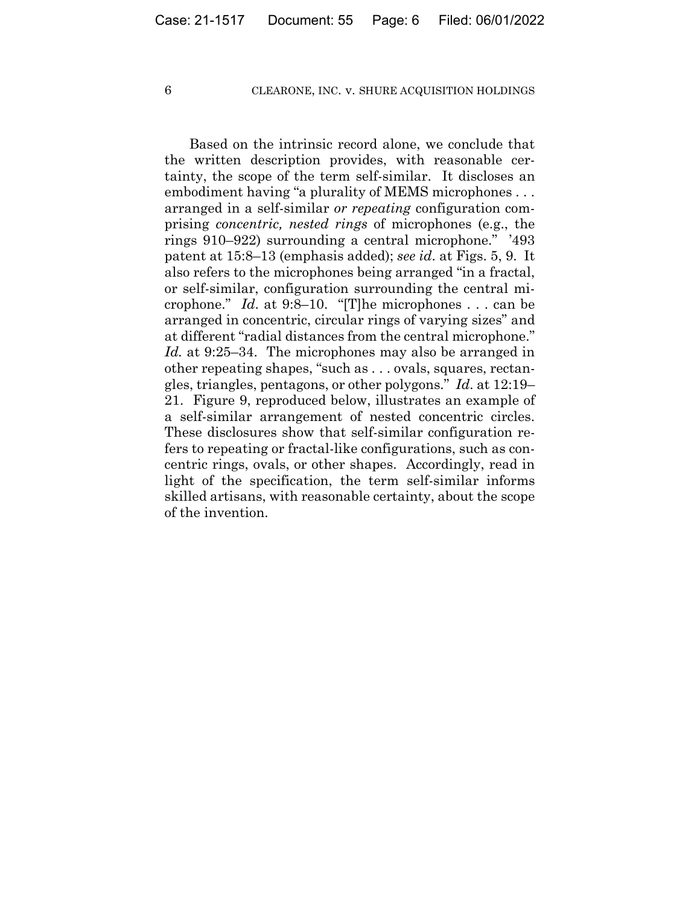Based on the intrinsic record alone, we conclude that the written description provides, with reasonable certainty, the scope of the term self-similar. It discloses an embodiment having "a plurality of MEMS microphones . . . arranged in a self-similar *or repeating* configuration comprising *concentric, nested rings* of microphones (e.g., the rings 910–922) surrounding a central microphone." '493 patent at 15:8–13 (emphasis added); *see id.* at Figs. 5, 9. It also refers to the microphones being arranged "in a fractal, or self-similar, configuration surrounding the central microphone." *Id.* at 9:8–10. "[T]he microphones . . . can be arranged in concentric, circular rings of varying sizes" and at different "radial distances from the central microphone." *Id.* at 9:25–34. The microphones may also be arranged in other repeating shapes, "such as . . . ovals, squares, rectangles, triangles, pentagons, or other polygons." *Id.* at 12:19–21. Figure 9, reproduced below, illustrates an example of a self-similar arrangement of nested concentric circles. These disclosures show that self-similar configuration refers to repeating or fractal-like configurations, such as concentric rings, ovals, or other shapes. Accordingly, read in light of the specification, the term self-similar informs skilled artisans, with reasonable certainty, about the scope of the invention.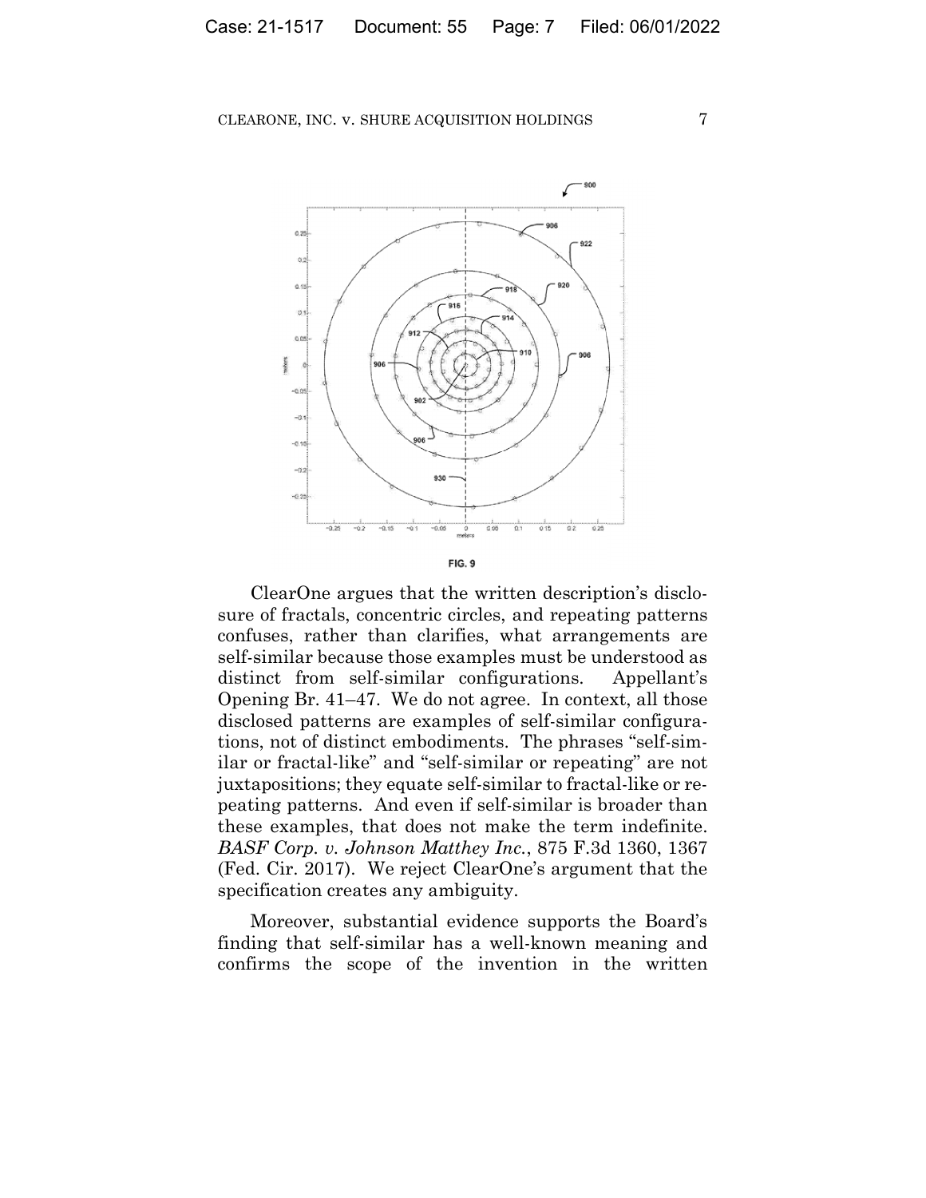FIG. 9

ClearOne argues that the written description's disclosure of fractals, concentric circles, and repeating patterns confuses, rather than clarifies, what arrangements are self-similar because those examples must be understood as distinct from self-similar configurations. Appellant's Opening Br. 41–47. We do not agree. In context, all those disclosed patterns are examples of self-similar configurations, not of distinct embodiments. The phrases "self-similar or fractal-like" and "self-similar or repeating" are not juxtapositions; they equate self-similar to fractal-like or repeating patterns. And even if self-similar is broader than these examples, that does not make the term indefinite. *BASF Corp. v. Johnson Matthey Inc.*, 875 F.3d 1360, 1367 (Fed. Cir. 2017). We reject ClearOne's argument that the specification creates any ambiguity.

Moreover, substantial evidence supports the Board's finding that self-similar has a well-known meaning and confirms the scope of the invention in the written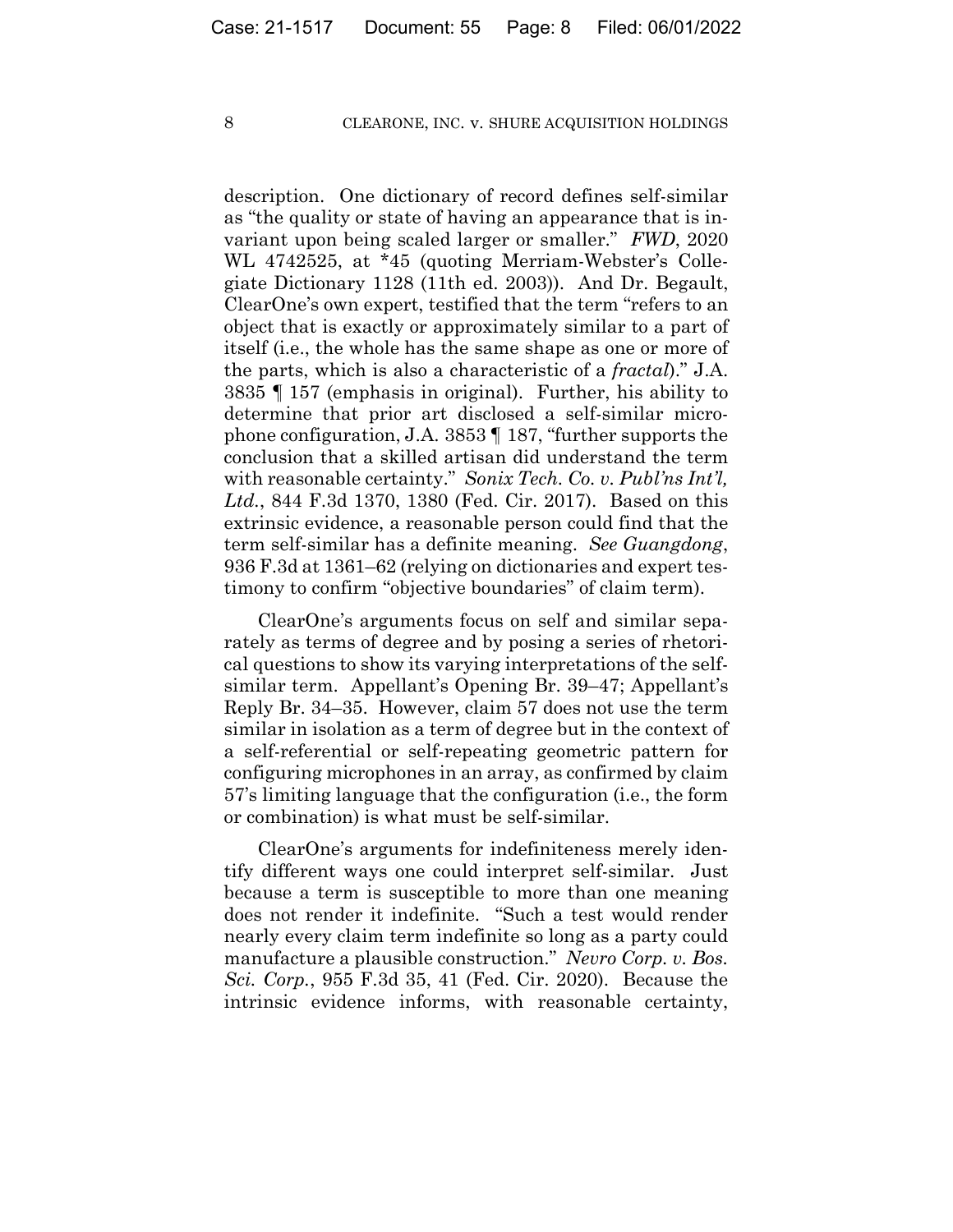description. One dictionary of record defines self-similar as "the quality or state of having an appearance that is invariant upon being scaled larger or smaller." *FWD*, 2020 WL 4742525, at *45 (quoting Merriam-Webster's Collegiate Dictionary 1128 (11th ed. 2003)). And Dr. Begault, ClearOne's own expert, testified that the term "refers to an object that is exactly or approximately similar to a part of itself (i.e., the whole has the same shape as one or more of the parts, which is also a characteristic of a *fractal*)." J.A. 3835 ¶ 157 (emphasis in original). Further, his ability to determine that prior art disclosed a self-similar microphone configuration, J.A. 3853 ¶ 187, "further supports the conclusion that a skilled artisan did understand the term with reasonable certainty." *Sonix Tech. Co. v. Publ'ns Int'l, Ltd.*, 844 F.3d 1370, 1380 (Fed. Cir. 2017). Based on this extrinsic evidence, a reasonable person could find that the term self-similar has a definite meaning. *See Guangdong*, 936 F.3d at 1361–62 (relying on dictionaries and expert testimony to confirm "objective boundaries" of claim term).

ClearOne's arguments focus on self and similar separately as terms of degree and by posing a series of rhetorical questions to show its varying interpretations of the self-similar term. Appellant's Opening Br. 39–47; Appellant's Reply Br. 34–35. However, claim 57 does not use the term similar in isolation as a term of degree but in the context of a self-referential or self-repeating geometric pattern for configuring microphones in an array, as confirmed by claim 57's limiting language that the configuration (i.e., the form or combination) is what must be self-similar.

ClearOne's arguments for indefiniteness merely identify different ways one could interpret self-similar. Just because a term is susceptible to more than one meaning does not render it indefinite. "Such a test would render nearly every claim term indefinite so long as a party could manufacture a plausible construction." *Nevro Corp. v. Bos. Sci. Corp.*, 955 F.3d 35, 41 (Fed. Cir. 2020). Because the intrinsic evidence informs, with reasonable certainty,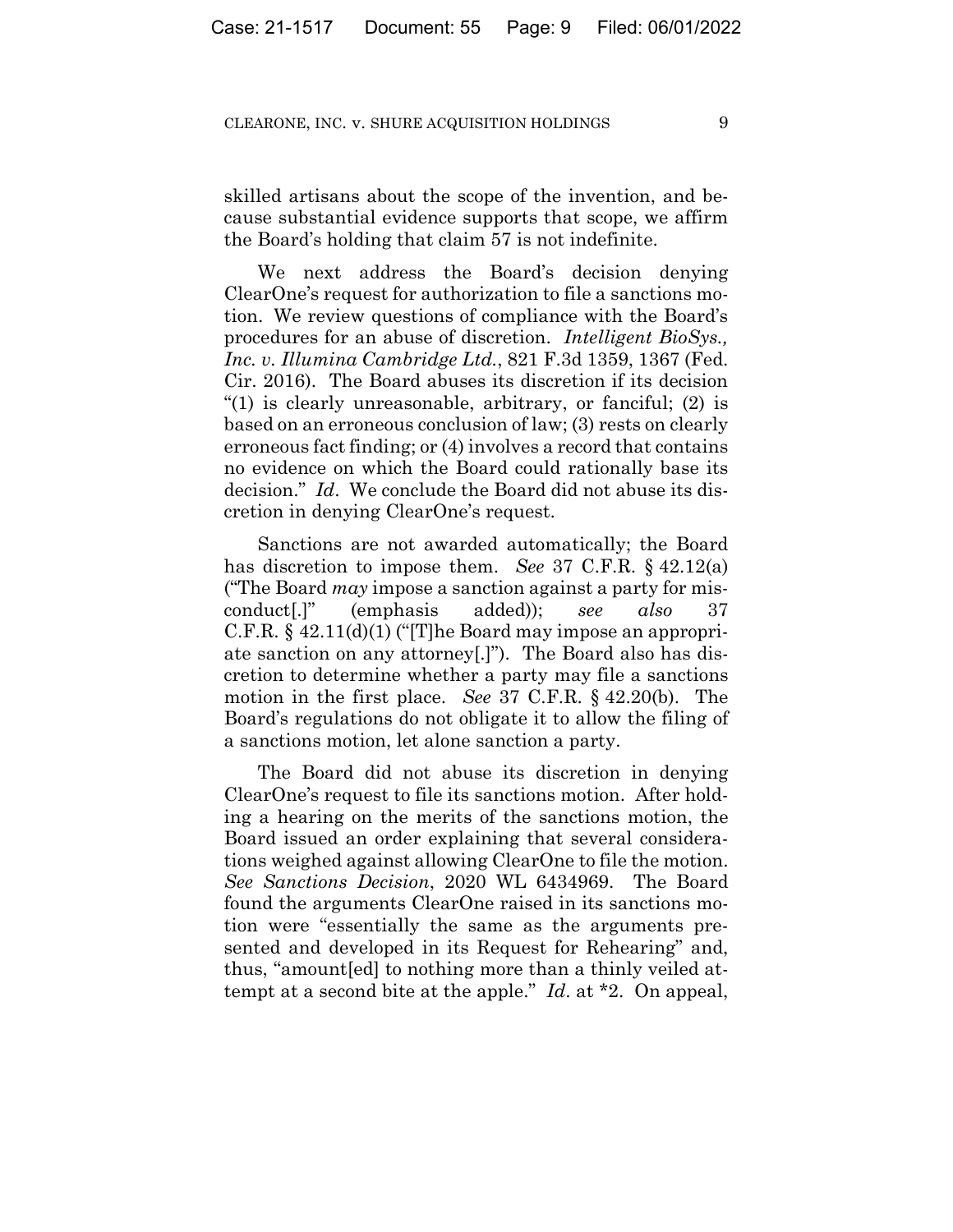skilled artisans about the scope of the invention, and because substantial evidence supports that scope, we affirm the Board's holding that claim 57 is not indefinite.

We next address the Board's decision denying ClearOne's request for authorization to file a sanctions motion. We review questions of compliance with the Board's procedures for an abuse of discretion. *Intelligent BioSys., Inc. v. Illumina Cambridge Ltd.*, 821 F.3d 1359, 1367 (Fed. Cir. 2016). The Board abuses its discretion if its decision "(1) is clearly unreasonable, arbitrary, or fanciful; (2) is based on an erroneous conclusion of law; (3) rests on clearly erroneous fact finding; or (4) involves a record that contains no evidence on which the Board could rationally base its decision." *Id*. We conclude the Board did not abuse its discretion in denying ClearOne's request.

Sanctions are not awarded automatically; the Board has discretion to impose them. *See* 37 C.F.R. § 42.12(a) ("The Board *may* impose a sanction against a party for misconduct[.]" (emphasis added)); *see also* 37 C.F.R. § 42.11(d)(1) ("[T]he Board may impose an appropriate sanction on any attorney[.]"). The Board also has discretion to determine whether a party may file a sanctions motion in the first place. *See* 37 C.F.R. § 42.20(b). The Board's regulations do not obligate it to allow the filing of a sanctions motion, let alone sanction a party.

The Board did not abuse its discretion in denying ClearOne's request to file its sanctions motion. After holding a hearing on the merits of the sanctions motion, the Board issued an order explaining that several considerations weighed against allowing ClearOne to file the motion. *See Sanctions Decision*, 2020 WL 6434969. The Board found the arguments ClearOne raised in its sanctions motion were "essentially the same as the arguments presented and developed in its Request for Rehearing" and, thus, "amount[ed] to nothing more than a thinly veiled attempt at a second bite at the apple." *Id*. at *2. On appeal,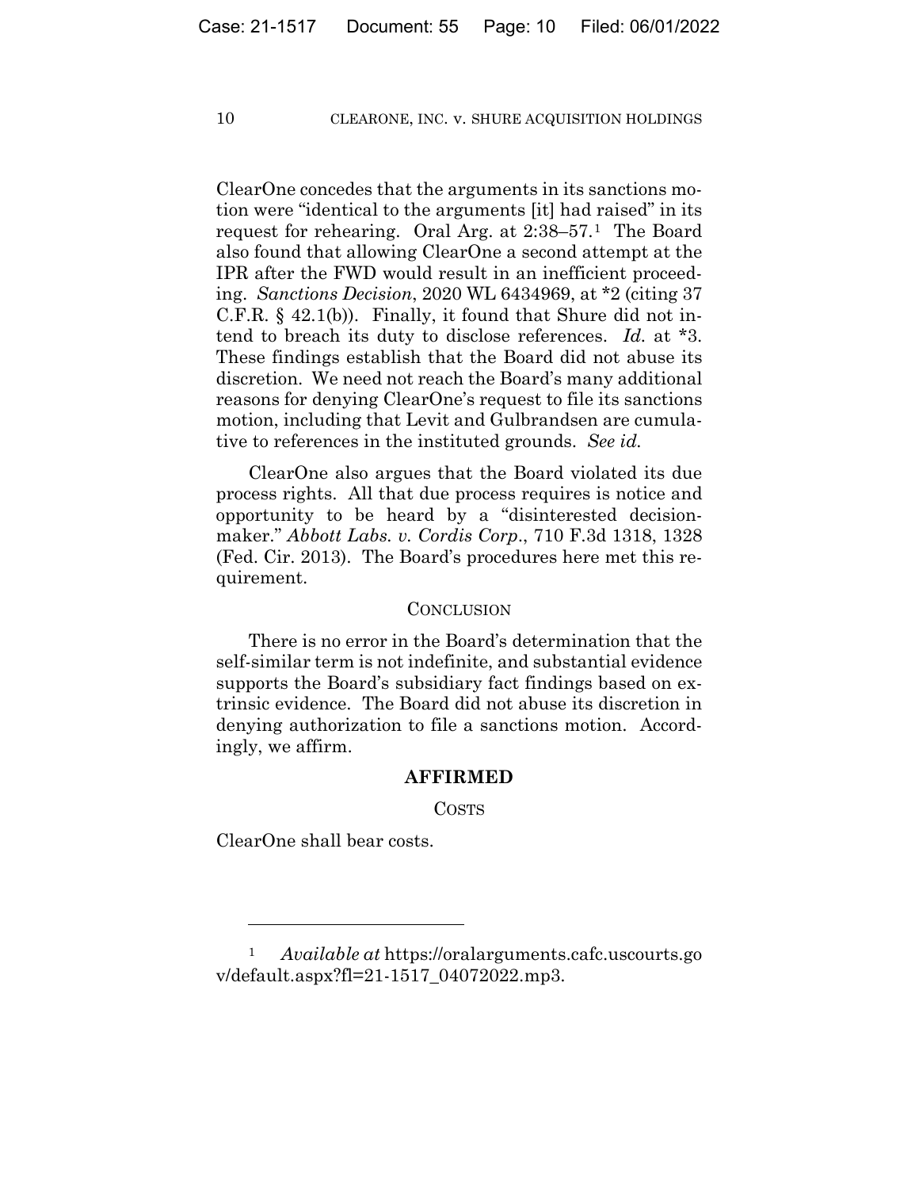ClearOne concedes that the arguments in its sanctions motion were "identical to the arguments [it] had raised" in its request for rehearing. Oral Arg. at 2:38–57.[1] The Board also found that allowing ClearOne a second attempt at the IPR after the FWD would result in an inefficient proceeding. *Sanctions Decision*, 2020 WL 6434969, at *2 (citing 37 C.F.R. § 42.1(b)). Finally, it found that Shure did not intend to breach its duty to disclose references. *Id.* at *3. These findings establish that the Board did not abuse its discretion. We need not reach the Board's many additional reasons for denying ClearOne's request to file its sanctions motion, including that Levit and Gulbrandsen are cumulative to references in the instituted grounds. *See id.*

ClearOne also argues that the Board violated its due process rights. All that due process requires is notice and opportunity to be heard by a "disinterested decision-maker." *Abbott Labs. v. Cordis Corp.*, 710 F.3d 1318, 1328 (Fed. Cir. 2013). The Board's procedures here met this requirement.

## CONCLUSION

There is no error in the Board's determination that the self-similar term is not indefinite, and substantial evidence supports the Board's subsidiary fact findings based on extrinsic evidence. The Board did not abuse its discretion in denying authorization to file a sanctions motion. Accordingly, we affirm.

**AFFIRMED**

COSTS

ClearOne shall bear costs.

---

[1] *Available at* https://oralarguments.cafc.uscourts.gov/default.aspx?fl=21-1517_04072022.mp3.